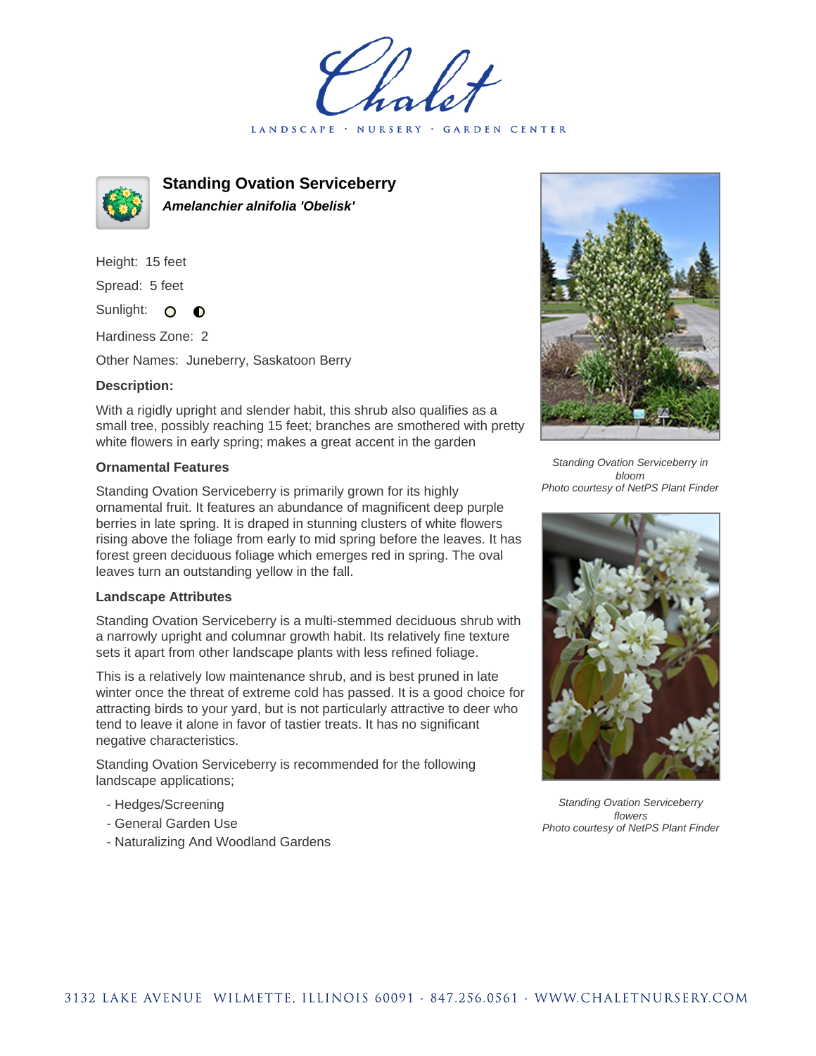# Standing Ovation Serviceberry

***Amelanchier alnifolia 'Obelisk'***

Height: 15 feet

Spread: 5 feet

Sunlight:

Hardiness Zone: 2

Other Names: Juneberry, Saskatoon Berry

**Description:**

With a rigidly upright and slender habit, this shrub also qualifies as a small tree, possibly reaching 15 feet; branches are smothered with pretty white flowers in early spring; makes a great accent in the garden

### Ornamental Features

Standing Ovation Serviceberry is primarily grown for its highly ornamental fruit. It features an abundance of magnificent deep purple berries in late spring. It is draped in stunning clusters of white flowers rising above the foliage from early to mid spring before the leaves. It has forest green deciduous foliage which emerges red in spring. The oval leaves turn an outstanding yellow in the fall.

### Landscape Attributes

Standing Ovation Serviceberry is a multi-stemmed deciduous shrub with a narrowly upright and columnar growth habit. Its relatively fine texture sets it apart from other landscape plants with less refined foliage.

This is a relatively low maintenance shrub, and is best pruned in late winter once the threat of extreme cold has passed. It is a good choice for attracting birds to your yard, but is not particularly attractive to deer who tend to leave it alone in favor of tastier treats. It has no significant negative characteristics.

Standing Ovation Serviceberry is recommended for the following landscape applications;

- Hedges/Screening
- General Garden Use
- Naturalizing And Woodland Gardens

*Standing Ovation Serviceberry in bloom*
*Photo courtesy of NetPS Plant Finder*

*Standing Ovation Serviceberry flowers*
*Photo courtesy of NetPS Plant Finder*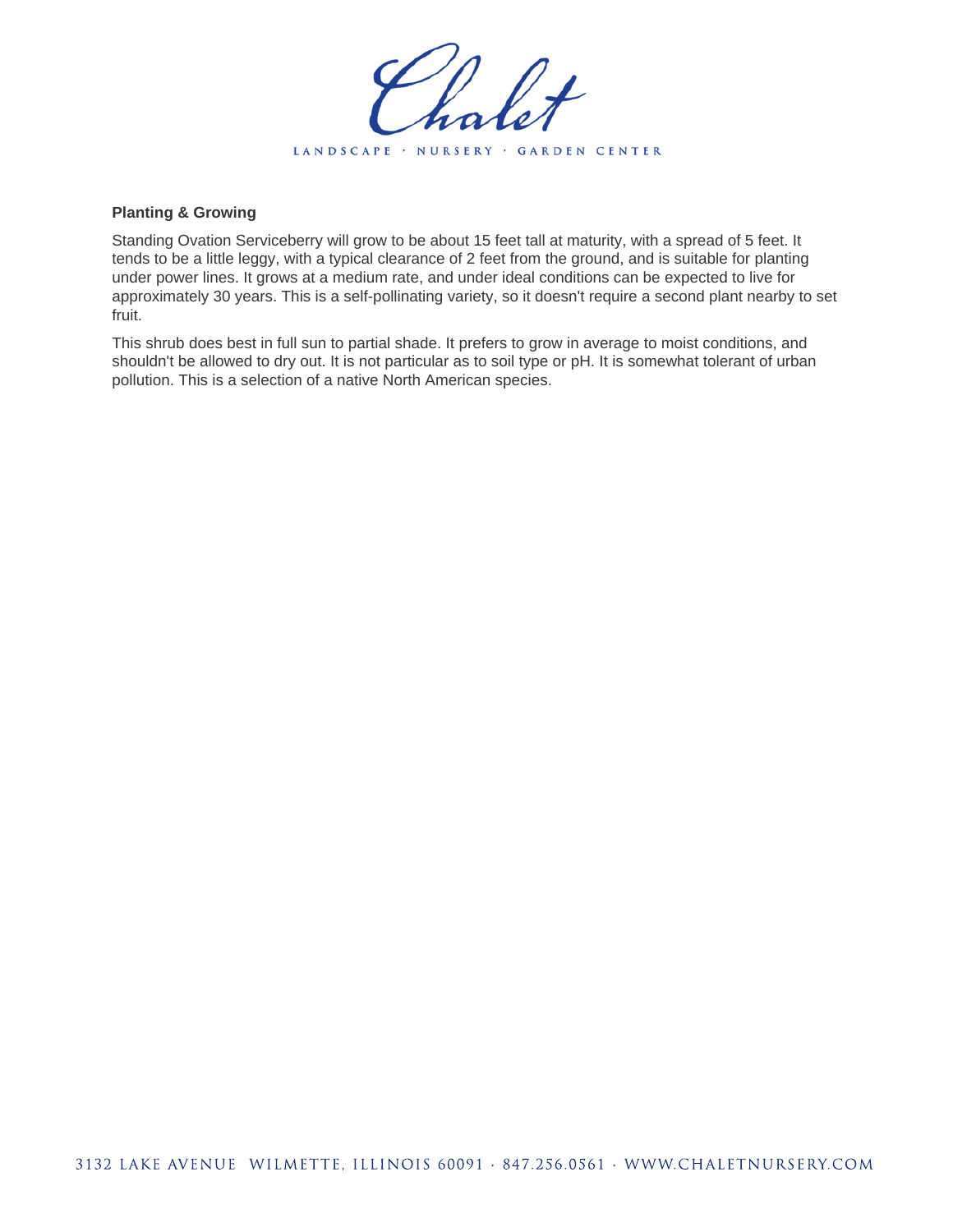**Planting & Growing**

Standing Ovation Serviceberry will grow to be about 15 feet tall at maturity, with a spread of 5 feet. It tends to be a little leggy, with a typical clearance of 2 feet from the ground, and is suitable for planting under power lines. It grows at a medium rate, and under ideal conditions can be expected to live for approximately 30 years. This is a self-pollinating variety, so it doesn't require a second plant nearby to set fruit.

This shrub does best in full sun to partial shade. It prefers to grow in average to moist conditions, and shouldn't be allowed to dry out. It is not particular as to soil type or pH. It is somewhat tolerant of urban pollution. This is a selection of a native North American species.